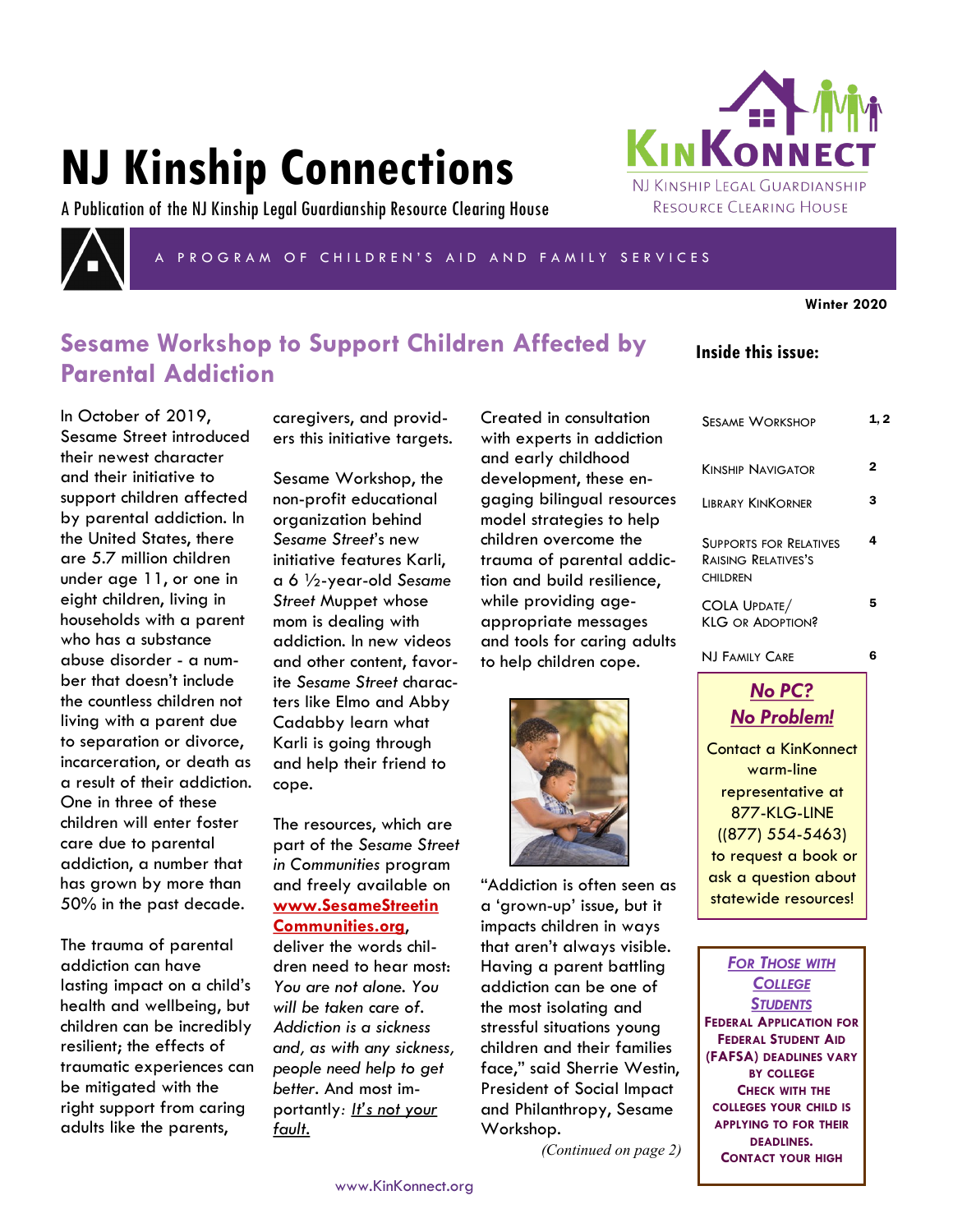# NJ Kinship Connections

A Publication of the NJ Kinship Legal Guardianship Resource Clearing House

KinKonnect
NJ Kinship Legal Guardianship Resource Clearing House

A PROGRAM OF CHILDREN'S AID AND FAMILY SERVICES

**Winter 2020**

## Sesame Workshop to Support Children Affected by Parental Addiction

In October of 2019, Sesame Street introduced their newest character and their initiative to support children affected by parental addiction. In the United States, there are 5.7 million children under age 11, or one in eight children, living in households with a parent who has a substance abuse disorder - a number that doesn't include the countless children not living with a parent due to separation or divorce, incarceration, or death as a result of their addiction. One in three of these children will enter foster care due to parental addiction, a number that has grown by more than 50% in the past decade.

The trauma of parental addiction can have lasting impact on a child's health and wellbeing, but children can be incredibly resilient; the effects of traumatic experiences can be mitigated with the right support from caring adults like the parents, caregivers, and providers this initiative targets.

Sesame Workshop, the non-profit educational organization behind *Sesame Street*'s new initiative features Karli, a 6 ½-year-old *Sesame Street* Muppet whose mom is dealing with addiction. In new videos and other content, favorite *Sesame Street* characters like Elmo and Abby Cadabby learn what Karli is going through and help their friend to cope.

The resources, which are part of the *Sesame Street in Communities* program and freely available on **www.SesameStreetinCommunities.org**, deliver the words children need to hear most: *You are not alone. You will be taken care of. Addiction is a sickness and, as with any sickness, people need help to get better*. And most importantly: *It's not your fault.*

Created in consultation with experts in addiction and early childhood development, these engaging bilingual resources model strategies to help children overcome the trauma of parental addiction and build resilience, while providing age-appropriate messages and tools for caring adults to help children cope.

"Addiction is often seen as a 'grown-up' issue, but it impacts children in ways that aren't always visible. Having a parent battling addiction can be one of the most isolating and stressful situations young children and their families face," said Sherrie Westin, President of Social Impact and Philanthropy, Sesame Workshop.

*(Continued on page 2)*

### Inside this issue:

| | |
|---|---|
| Sesame Workshop | 1, 2 |
| Kinship Navigator | 2 |
| Library KinKorner | 3 |
| Supports for Relatives Raising Relatives's Children | 4 |
| COLA Update/ KLG or Adoption? | 5 |
| NJ Family Care | 6 |

**_No PC? No Problem!_**

Contact a KinKonnect warm-line representative at 877-KLG-LINE ((877) 554-5463) to request a book or ask a question about statewide resources!

***For Those with College Students***

**Federal Application for Federal Student Aid (FAFSA) deadlines vary by college Check with the colleges your child is applying to for their deadlines. Contact your high**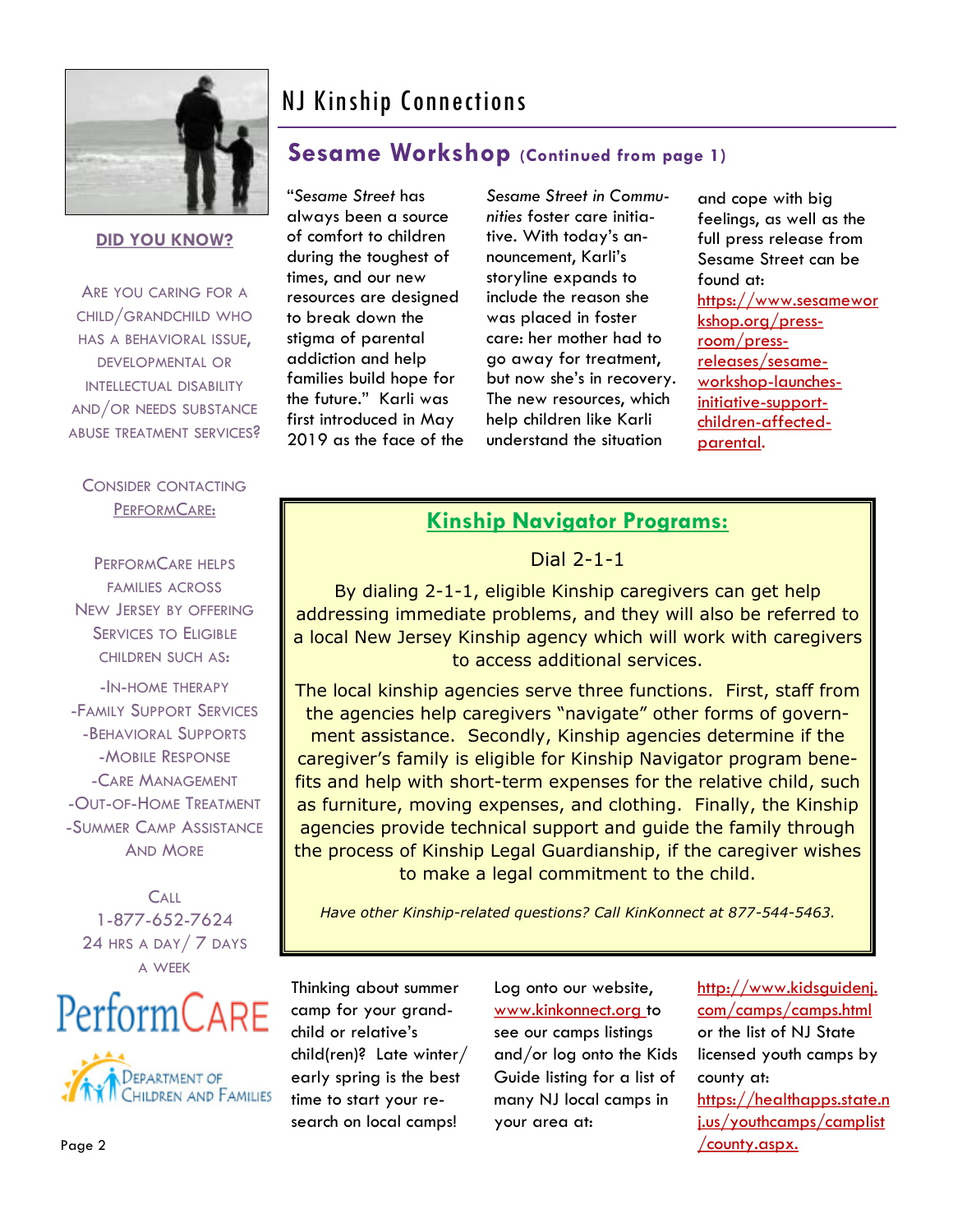## Sesame Workshop (Continued from page 1)

"*Sesame Street* has always been a source of comfort to children during the toughest of times, and our new resources are designed to break down the stigma of parental addiction and help families build hope for the future." Karli was first introduced in May 2019 as the face of the *Sesame Street in Communities* foster care initiative. With today's announcement, Karli's storyline expands to include the reason she was placed in foster care: her mother had to go away for treatment, but now she's in recovery. The new resources, which help children like Karli understand the situation and cope with big feelings, as well as the full press release from Sesame Street can be found at: https://www.sesameworkshop.org/press-room/press-releases/sesame-workshop-launches-initiative-support-children-affected-parental.

## Kinship Navigator Programs:

Dial 2-1-1

By dialing 2-1-1, eligible Kinship caregivers can get help addressing immediate problems, and they will also be referred to a local New Jersey Kinship agency which will work with caregivers to access additional services.

The local kinship agencies serve three functions. First, staff from the agencies help caregivers "navigate" other forms of government assistance. Secondly, Kinship agencies determine if the caregiver's family is eligible for Kinship Navigator program benefits and help with short-term expenses for the relative child, such as furniture, moving expenses, and clothing. Finally, the Kinship agencies provide technical support and guide the family through the process of Kinship Legal Guardianship, if the caregiver wishes to make a legal commitment to the child.

*Have other Kinship-related questions? Call KinKonnect at 877-544-5463.*

Thinking about summer camp for your grandchild or relative's child(ren)? Late winter/early spring is the best time to start your research on local camps! Log onto our website, www.kinkonnect.org to see our camps listings and/or log onto the Kids Guide listing for a list of many NJ local camps in your area at: http://www.kidsguidenj.com/camps/camps.html or the list of NJ State licensed youth camps by county at: https://healthapps.state.nj.us/youthcamps/camplist/county.aspx.

### DID YOU KNOW?

ARE YOU CARING FOR A CHILD/GRANDCHILD WHO HAS A BEHAVIORAL ISSUE, DEVELOPMENTAL OR INTELLECTUAL DISABILITY AND/OR NEEDS SUBSTANCE ABUSE TREATMENT SERVICES?

CONSIDER CONTACTING PERFORMCARE:

PERFORMCARE HELPS FAMILIES ACROSS NEW JERSEY BY OFFERING SERVICES TO ELIGIBLE CHILDREN SUCH AS:

- IN-HOME THERAPY
- FAMILY SUPPORT SERVICES
- BEHAVIORAL SUPPORTS
- MOBILE RESPONSE
- CARE MANAGEMENT
- OUT-OF-HOME TREATMENT
- SUMMER CAMP ASSISTANCE AND MORE

CALL 1-877-652-7624
24 HRS A DAY/ 7 DAYS A WEEK

PerformCARE

Department of Children and Families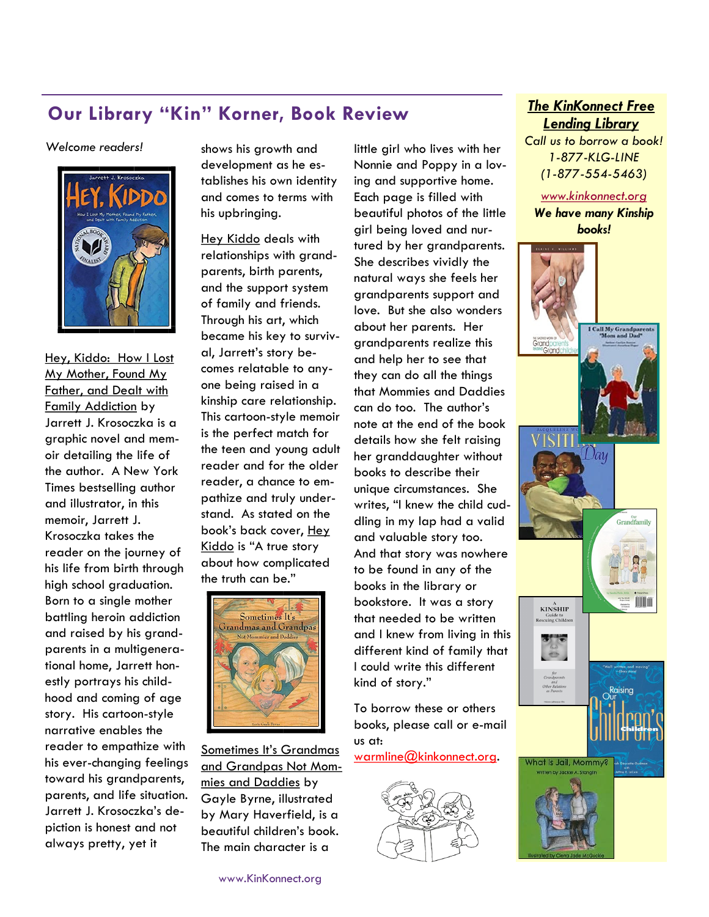## Our Library "Kin" Korner, Book Review

*Welcome readers!*

Hey, Kiddo: How I Lost My Mother, Found My Father, and Dealt with Family Addiction by Jarrett J. Krosoczka is a graphic novel and memoir detailing the life of the author. A New York Times bestselling author and illustrator, in this memoir, Jarrett J. Krosoczka takes the reader on the journey of his life from birth through high school graduation. Born to a single mother battling heroin addiction and raised by his grandparents in a multigenerational home, Jarrett honestly portrays his childhood and coming of age story. His cartoon-style narrative enables the reader to empathize with his ever-changing feelings toward his grandparents, parents, and life situation. Jarrett J. Krosoczka's depiction is honest and not always pretty, yet it shows his growth and development as he establishes his own identity and comes to terms with his upbringing.

Hey Kiddo deals with relationships with grandparents, birth parents, and the support system of family and friends. Through his art, which became his key to survival, Jarrett's story becomes relatable to anyone being raised in a kinship care relationship. This cartoon-style memoir is the perfect match for the teen and young adult reader and for the older reader, a chance to empathize and truly understand. As stated on the book's back cover, Hey Kiddo is "A true story about how complicated the truth can be."

Sometimes It's Grandmas and Grandpas Not Mommies and Daddies by Gayle Byrne, illustrated by Mary Haverfield, is a beautiful children's book. The main character is a little girl who lives with her Nonnie and Poppy in a loving and supportive home. Each page is filled with beautiful photos of the little girl being loved and nurtured by her grandparents. She describes vividly the natural ways she feels her grandparents support and love. But she also wonders about her parents. Her grandparents realize this and help her to see that they can do all the things that Mommies and Daddies can do too. The author's note at the end of the book details how she felt raising her granddaughter without books to describe their unique circumstances. She writes, "I knew the child cuddling in my lap had a valid and valuable story too. And that story was nowhere to be found in any of the books in the library or bookstore. It was a story that needed to be written and I knew from living in this different kind of family that I could write this different kind of story."

To borrow these or others books, please call or e-mail us at: warmline@kinkonnect.org.

**The KinKonnect Free Lending Library**

*Call us to borrow a book!*
*1-877-KLG-LINE*
*(1-877-554-5463)*

*www.kinkonnect.org*

***We have many Kinship books!***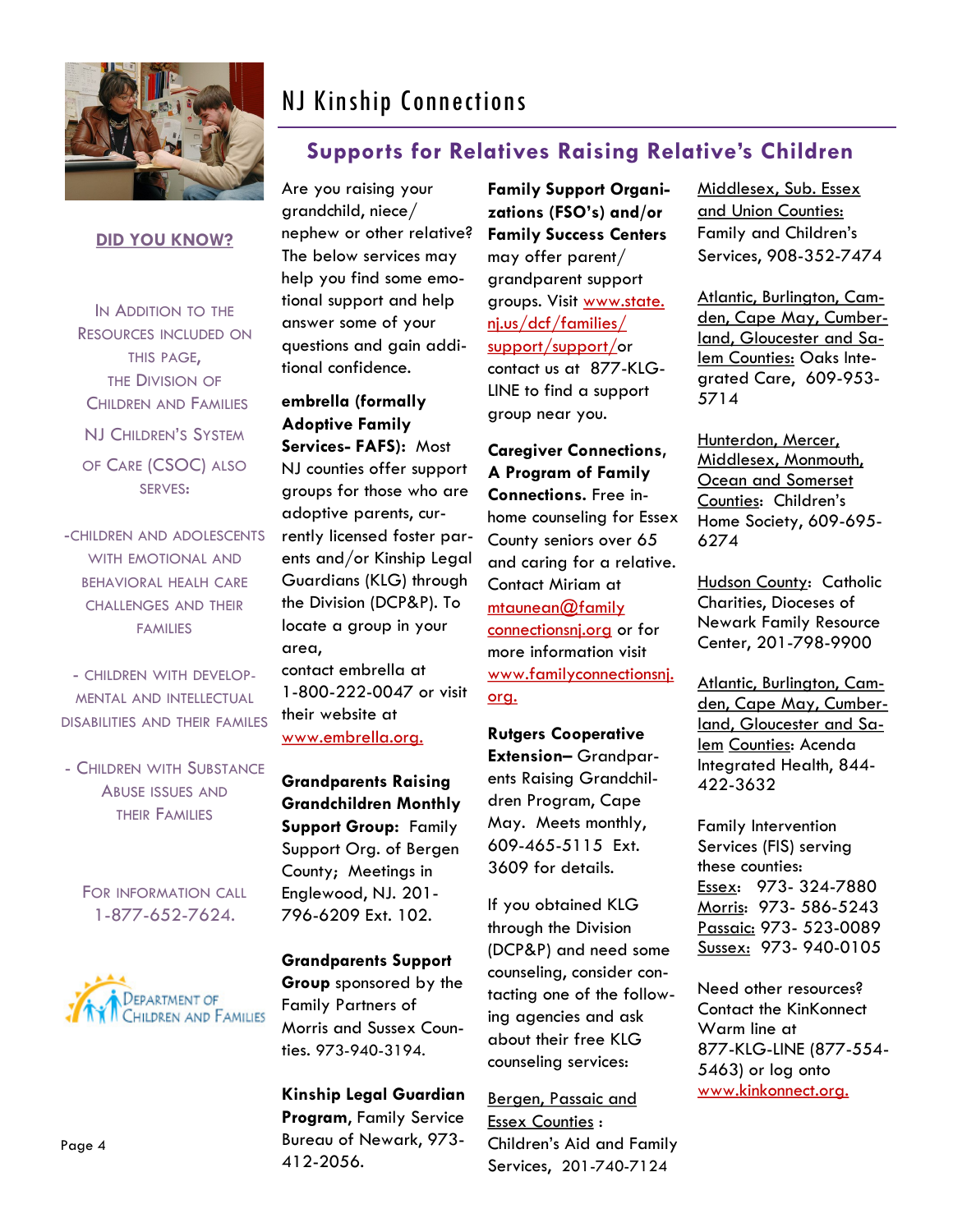# NJ Kinship Connections

## Supports for Relatives Raising Relative's Children

**DID YOU KNOW?**

IN ADDITION TO THE RESOURCES INCLUDED ON THIS PAGE, THE DIVISION OF CHILDREN AND FAMILIES

NJ CHILDREN'S SYSTEM OF CARE (CSOC) ALSO SERVES:

- CHILDREN AND ADOLESCENTS WITH EMOTIONAL AND BEHAVIORAL HEALTH CARE CHALLENGES AND THEIR FAMILIES
- CHILDREN WITH DEVELOPMENTAL AND INTELLECTUAL DISABILITIES AND THEIR FAMILES
- CHILDREN WITH SUBSTANCE ABUSE ISSUES AND THEIR FAMILIES

FOR INFORMATION CALL 1-877-652-7624.

Are you raising your grandchild, niece/ nephew or other relative? The below services may help you find some emotional support and help answer some of your questions and gain additional confidence.

**embrella (formally Adoptive Family Services- FAFS):** Most NJ counties offer support groups for those who are adoptive parents, currently licensed foster parents and/or Kinship Legal Guardians (KLG) through the Division (DCP&P). To locate a group in your area, contact embrella at 1-800-222-0047 or visit their website at www.embrella.org.

**Grandparents Raising Grandchildren Monthly Support Group:** Family Support Org. of Bergen County; Meetings in Englewood, NJ. 201-796-6209 Ext. 102.

**Grandparents Support Group** sponsored by the Family Partners of Morris and Sussex Counties. 973-940-3194.

**Kinship Legal Guardian Program,** Family Service Bureau of Newark, 973-412-2056.

**Family Support Organizations (FSO's) and/or Family Success Centers** may offer parent/ grandparent support groups. Visit www.state.nj.us/dcf/families/support/support/or contact us at 877-KLG-LINE to find a support group near you.

**Caregiver Connections, A Program of Family Connections.** Free in-home counseling for Essex County seniors over 65 and caring for a relative. Contact Miriam at mtaunean@familyconnectionsnj.org or for more information visit www.familyconnectionsnj.org.

**Rutgers Cooperative Extension–** Grandparents Raising Grandchildren Program, Cape May. Meets monthly, 609-465-5115 Ext. 3609 for details.

If you obtained KLG through the Division (DCP&P) and need some counseling, consider contacting one of the following agencies and ask about their free KLG counseling services:

Bergen, Passaic and Essex Counties : Children's Aid and Family Services, 201-740-7124

Middlesex, Sub. Essex and Union Counties: Family and Children's Services, 908-352-7474

Atlantic, Burlington, Camden, Cape May, Cumberland, Gloucester and Salem Counties: Oaks Integrated Care, 609-953-5714

Hunterdon, Mercer, Middlesex, Monmouth, Ocean and Somerset Counties: Children's Home Society, 609-695-6274

Hudson County: Catholic Charities, Dioceses of Newark Family Resource Center, 201-798-9900

Atlantic, Burlington, Camden, Cape May, Cumberland, Gloucester and Salem Counties: Acenda Integrated Health, 844-422-3632

Family Intervention Services (FIS) serving these counties:
Essex: 973- 324-7880
Morris: 973- 586-5243
Passaic: 973- 523-0089
Sussex: 973- 940-0105

Need other resources? Contact the KinKonnect Warm line at 877-KLG-LINE (877-554-5463) or log onto www.kinkonnect.org.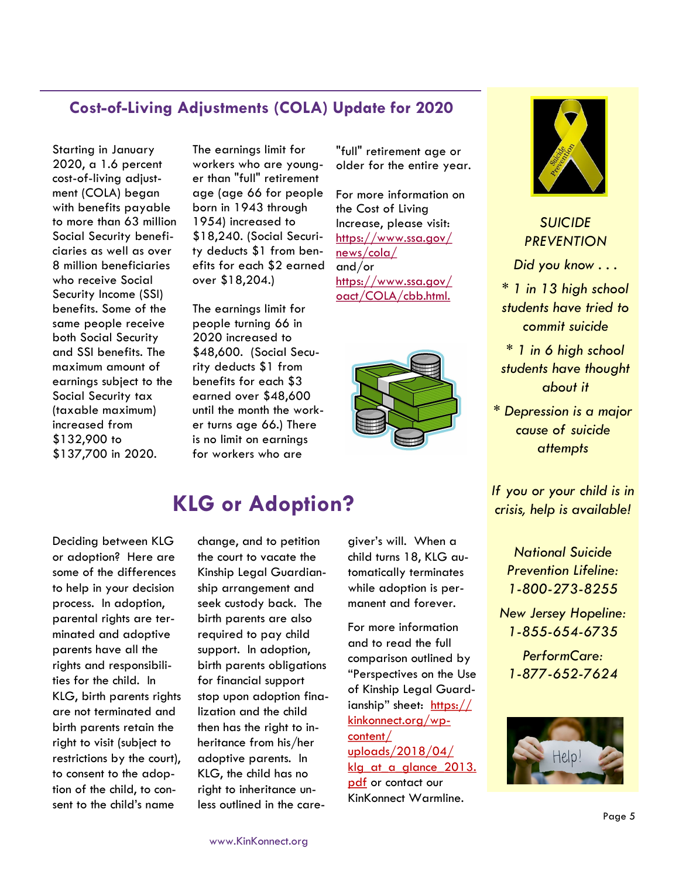## Cost-of-Living Adjustments (COLA) Update for 2020

Starting in January 2020, a 1.6 percent cost-of-living adjustment (COLA) began with benefits payable to more than 63 million Social Security beneficiaries as well as over 8 million beneficiaries who receive Social Security Income (SSI) benefits. Some of the same people receive both Social Security and SSI benefits. The maximum amount of earnings subject to the Social Security tax (taxable maximum) increased from $132,900 to $137,700 in 2020.

The earnings limit for workers who are younger than "full" retirement age (age 66 for people born in 1943 through 1954) increased to $18,240. (Social Security deducts $1 from benefits for each $2 earned over $18,204.)

The earnings limit for people turning 66 in 2020 increased to $48,600. (Social Security deducts $1 from benefits for each $3 earned over $48,600 until the month the worker turns age 66.) There is no limit on earnings for workers who are "full" retirement age or older for the entire year.

For more information on the Cost of Living Increase, please visit: https://www.ssa.gov/news/cola/ and/or https://www.ssa.gov/oact/COLA/cbb.html.

## KLG or Adoption?

Deciding between KLG or adoption? Here are some of the differences to help in your decision process. In adoption, parental rights are terminated and adoptive parents have all the rights and responsibilities for the child. In KLG, birth parents rights are not terminated and birth parents retain the right to visit (subject to restrictions by the court), to consent to the adoption of the child, to consent to the child's name change, and to petition the court to vacate the Kinship Legal Guardianship arrangement and seek custody back. The birth parents are also required to pay child support. In adoption, birth parents obligations for financial support stop upon adoption finalization and the child then has the right to inheritance from his/her adoptive parents. In KLG, the child has no right to inheritance unless outlined in the caregiver's will. When a child turns 18, KLG automatically terminates while adoption is permanent and forever.

For more information and to read the full comparison outlined by "Perspectives on the Use of Kinship Legal Guardianship" sheet: https://kinkonnect.org/wp-content/uploads/2018/04/klg_at_a_glance_2013.pdf or contact our KinKonnect Warmline.

*SUICIDE PREVENTION*

*Did you know . . .*

*\* 1 in 13 high school students have tried to commit suicide*

*\* 1 in 6 high school students have thought about it*

*\* Depression is a major cause of suicide attempts*

*If you or your child is in crisis, help is available!*

*National Suicide Prevention Lifeline: 1-800-273-8255*

*New Jersey Hopeline: 1-855-654-6735*

*PerformCare: 1-877-652-7624*

www.KinKonnect.org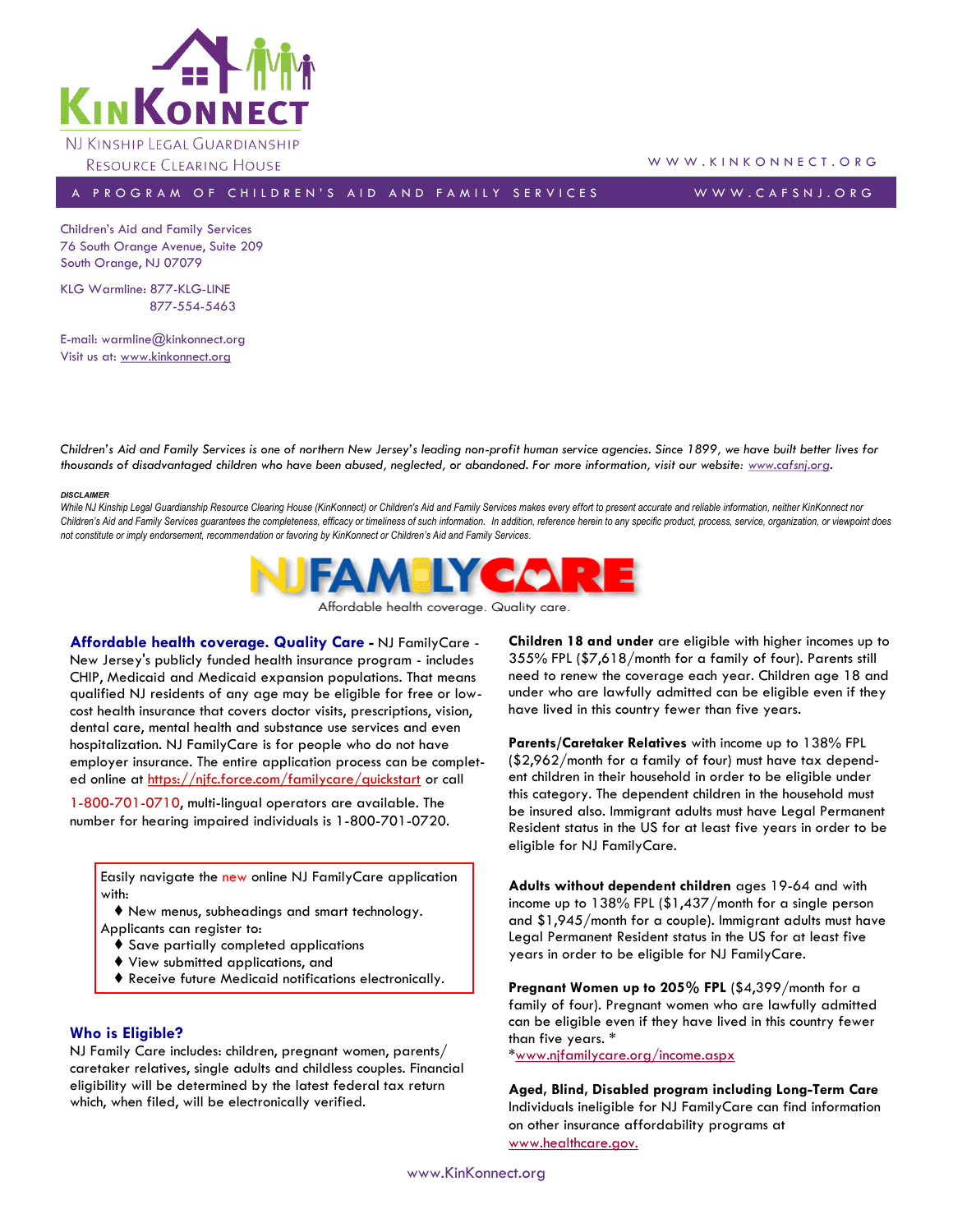KinKonnect

NJ Kinship Legal Guardianship Resource Clearing House

WWW.KINKONNECT.ORG

A PROGRAM OF CHILDREN'S AID AND FAMILY SERVICES — WWW.CAFSNJ.ORG

Children's Aid and Family Services
76 South Orange Avenue, Suite 209
South Orange, NJ 07079

KLG Warmline: 877-KLG-LINE
877-554-5463

E-mail: warmline@kinkonnect.org
Visit us at: www.kinkonnect.org

*Children's Aid and Family Services is one of northern New Jersey's leading non-profit human service agencies. Since 1899, we have built better lives for thousands of disadvantaged children who have been abused, neglected, or abandoned. For more information, visit our website: www.cafsnj.org.*

***DISCLAIMER***
*While NJ Kinship Legal Guardianship Resource Clearing House (KinKonnect) or Children's Aid and Family Services makes every effort to present accurate and reliable information, neither KinKonnect nor Children's Aid and Family Services guarantees the completeness, efficacy or timeliness of such information. In addition, reference herein to any specific product, process, service, organization, or viewpoint does not constitute or imply endorsement, recommendation or favoring by KinKonnect or Children's Aid and Family Services.*

# NJ FAMILYCARE

Affordable health coverage. Quality care.

**Affordable health coverage. Quality Care -** NJ FamilyCare - New Jersey's publicly funded health insurance program - includes CHIP, Medicaid and Medicaid expansion populations. That means qualified NJ residents of any age may be eligible for free or low-cost health insurance that covers doctor visits, prescriptions, vision, dental care, mental health and substance use services and even hospitalization. NJ FamilyCare is for people who do not have employer insurance. The entire application process can be completed online at https://njfc.force.com/familycare/quickstart or call 1-800-701-0710, multi-lingual operators are available. The number for hearing impaired individuals is 1-800-701-0720.

Easily navigate the new online NJ FamilyCare application with:

- New menus, subheadings and smart technology.

Applicants can register to:

- Save partially completed applications
- View submitted applications, and
- Receive future Medicaid notifications electronically.

## Who is Eligible?

NJ Family Care includes: children, pregnant women, parents/caretaker relatives, single adults and childless couples. Financial eligibility will be determined by the latest federal tax return which, when filed, will be electronically verified.

**Children 18 and under** are eligible with higher incomes up to 355% FPL ($7,618/month for a family of four). Parents still need to renew the coverage each year. Children age 18 and under who are lawfully admitted can be eligible even if they have lived in this country fewer than five years.

**Parents/Caretaker Relatives** with income up to 138% FPL ($2,962/month for a family of four) must have tax dependent children in their household in order to be eligible under this category. The dependent children in the household must be insured also. Immigrant adults must have Legal Permanent Resident status in the US for at least five years in order to be eligible for NJ FamilyCare.

**Adults without dependent children** ages 19-64 and with income up to 138% FPL ($1,437/month for a single person and $1,945/month for a couple). Immigrant adults must have Legal Permanent Resident status in the US for at least five years in order to be eligible for NJ FamilyCare.

**Pregnant Women up to 205% FPL** ($4,399/month for a family of four). Pregnant women who are lawfully admitted can be eligible even if they have lived in this country fewer than five years. *

*www.njfamilycare.org/income.aspx

**Aged, Blind, Disabled program including Long-Term Care**
Individuals ineligible for NJ FamilyCare can find information on other insurance affordability programs at www.healthcare.gov.

www.KinKonnect.org